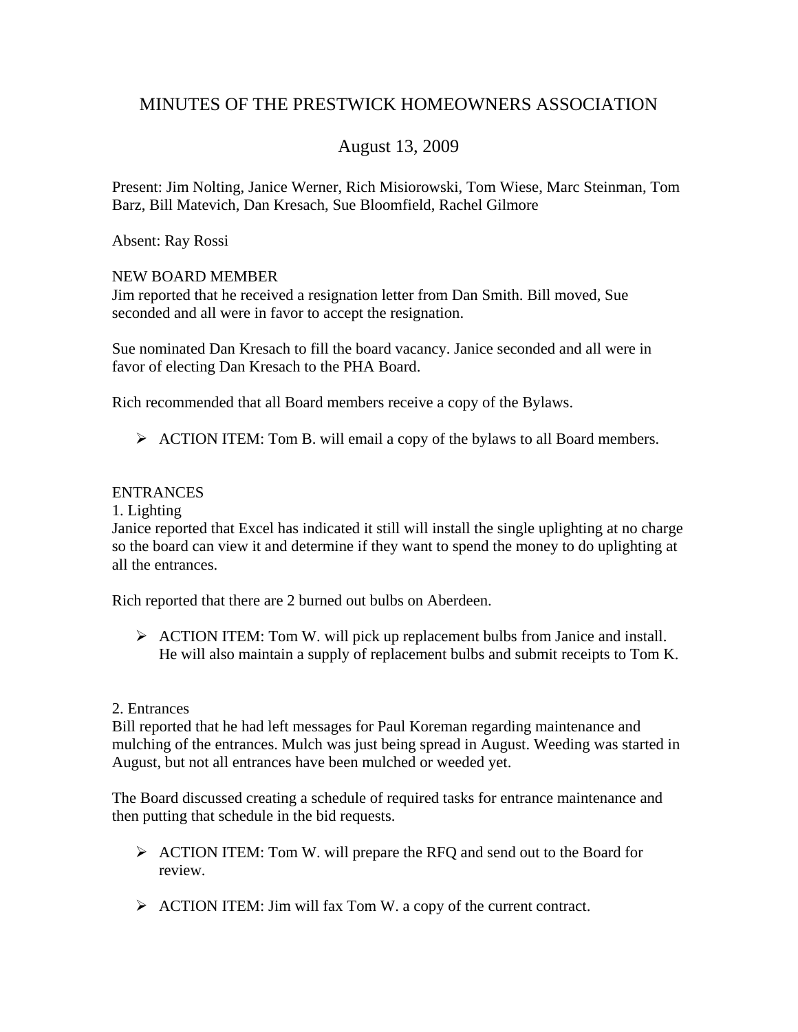# MINUTES OF THE PRESTWICK HOMEOWNERS ASSOCIATION

## August 13, 2009

Present: Jim Nolting, Janice Werner, Rich Misiorowski, Tom Wiese, Marc Steinman, Tom Barz, Bill Matevich, Dan Kresach, Sue Bloomfield, Rachel Gilmore

Absent: Ray Rossi

NEW BOARD MEMBER

Jim reported that he received a resignation letter from Dan Smith. Bill moved, Sue seconded and all were in favor to accept the resignation.

Sue nominated Dan Kresach to fill the board vacancy. Janice seconded and all were in favor of electing Dan Kresach to the PHA Board.

Rich recommended that all Board members receive a copy of the Bylaws.

- ACTION ITEM: Tom B. will email a copy of the bylaws to all Board members.

ENTRANCES

1. Lighting

Janice reported that Excel has indicated it still will install the single uplighting at no charge so the board can view it and determine if they want to spend the money to do uplighting at all the entrances.

Rich reported that there are 2 burned out bulbs on Aberdeen.

- ACTION ITEM: Tom W. will pick up replacement bulbs from Janice and install. He will also maintain a supply of replacement bulbs and submit receipts to Tom K.

2. Entrances

Bill reported that he had left messages for Paul Koreman regarding maintenance and mulching of the entrances. Mulch was just being spread in August. Weeding was started in August, but not all entrances have been mulched or weeded yet.

The Board discussed creating a schedule of required tasks for entrance maintenance and then putting that schedule in the bid requests.

- ACTION ITEM: Tom W. will prepare the RFQ and send out to the Board for review.
- ACTION ITEM: Jim will fax Tom W. a copy of the current contract.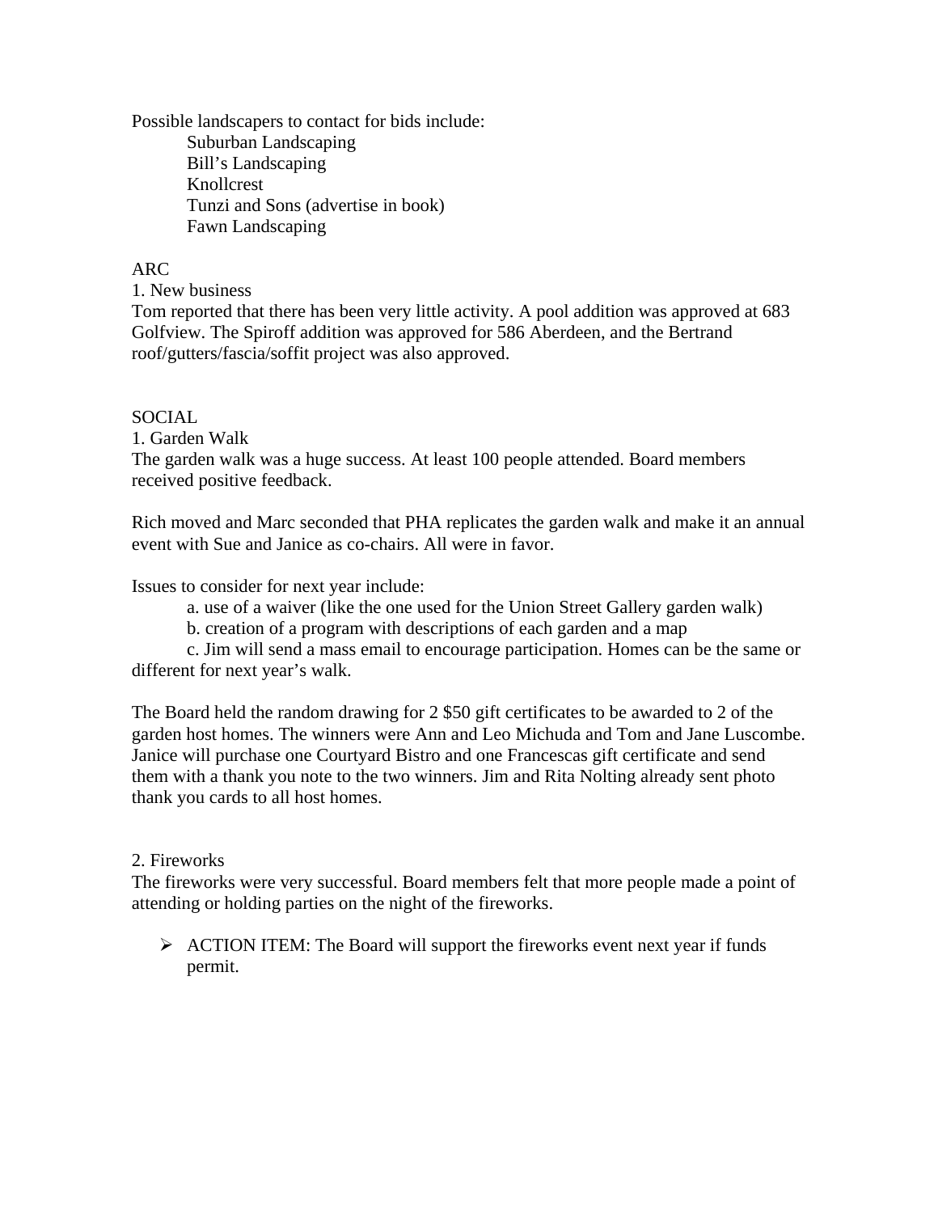Possible landscapers to contact for bids include:

- Suburban Landscaping
- Bill's Landscaping
- Knollcrest
- Tunzi and Sons (advertise in book)
- Fawn Landscaping

ARC

1. New business

Tom reported that there has been very little activity. A pool addition was approved at 683 Golfview. The Spiroff addition was approved for 586 Aberdeen, and the Bertrand roof/gutters/fascia/soffit project was also approved.

SOCIAL

1. Garden Walk

The garden walk was a huge success. At least 100 people attended. Board members received positive feedback.

Rich moved and Marc seconded that PHA replicates the garden walk and make it an annual event with Sue and Janice as co-chairs. All were in favor.

Issues to consider for next year include:

a. use of a waiver (like the one used for the Union Street Gallery garden walk)
b. creation of a program with descriptions of each garden and a map
c. Jim will send a mass email to encourage participation. Homes can be the same or different for next year's walk.

The Board held the random drawing for 2 $50 gift certificates to be awarded to 2 of the garden host homes. The winners were Ann and Leo Michuda and Tom and Jane Luscombe. Janice will purchase one Courtyard Bistro and one Francescas gift certificate and send them with a thank you note to the two winners. Jim and Rita Nolting already sent photo thank you cards to all host homes.

2. Fireworks

The fireworks were very successful. Board members felt that more people made a point of attending or holding parties on the night of the fireworks.

- ACTION ITEM: The Board will support the fireworks event next year if funds permit.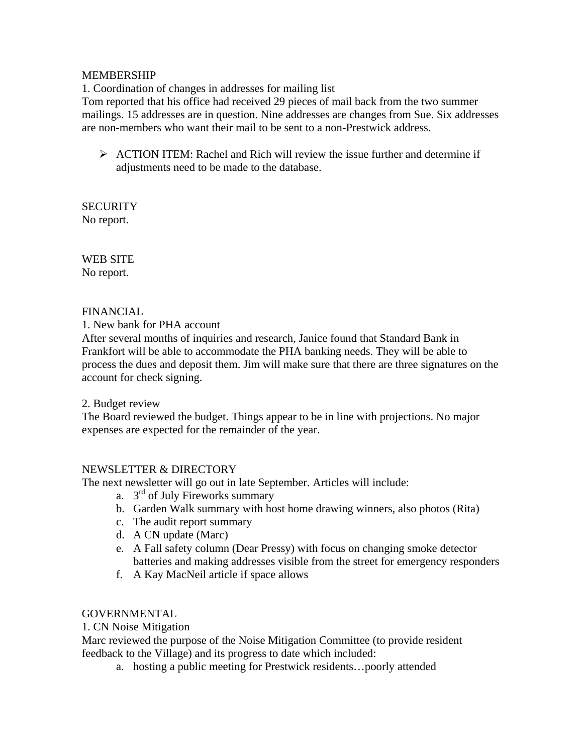MEMBERSHIP

1. Coordination of changes in addresses for mailing list

Tom reported that his office had received 29 pieces of mail back from the two summer mailings. 15 addresses are in question. Nine addresses are changes from Sue. Six addresses are non-members who want their mail to be sent to a non-Prestwick address.

- ACTION ITEM: Rachel and Rich will review the issue further and determine if adjustments need to be made to the database.

SECURITY

No report.

WEB SITE

No report.

FINANCIAL

1. New bank for PHA account

After several months of inquiries and research, Janice found that Standard Bank in Frankfort will be able to accommodate the PHA banking needs. They will be able to process the dues and deposit them. Jim will make sure that there are three signatures on the account for check signing.

2. Budget review

The Board reviewed the budget. Things appear to be in line with projections. No major expenses are expected for the remainder of the year.

NEWSLETTER & DIRECTORY

The next newsletter will go out in late September. Articles will include:

a. 3rd of July Fireworks summary
b. Garden Walk summary with host home drawing winners, also photos (Rita)
c. The audit report summary
d. A CN update (Marc)
e. A Fall safety column (Dear Pressy) with focus on changing smoke detector batteries and making addresses visible from the street for emergency responders
f. A Kay MacNeil article if space allows

GOVERNMENTAL

1. CN Noise Mitigation

Marc reviewed the purpose of the Noise Mitigation Committee (to provide resident feedback to the Village) and its progress to date which included:

a. hosting a public meeting for Prestwick residents…poorly attended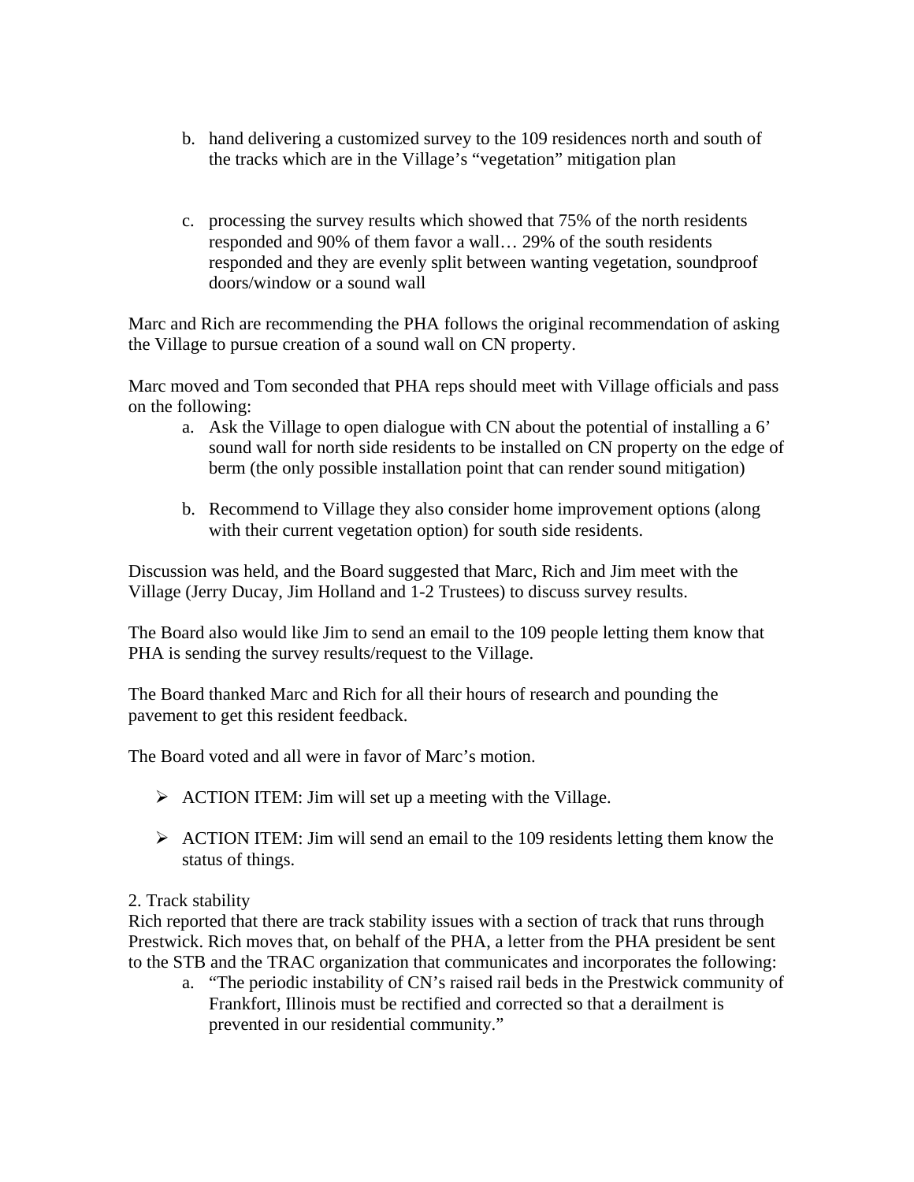b. hand delivering a customized survey to the 109 residences north and south of the tracks which are in the Village's "vegetation" mitigation plan

c. processing the survey results which showed that 75% of the north residents responded and 90% of them favor a wall… 29% of the south residents responded and they are evenly split between wanting vegetation, soundproof doors/window or a sound wall

Marc and Rich are recommending the PHA follows the original recommendation of asking the Village to pursue creation of a sound wall on CN property.

Marc moved and Tom seconded that PHA reps should meet with Village officials and pass on the following:

a. Ask the Village to open dialogue with CN about the potential of installing a 6' sound wall for north side residents to be installed on CN property on the edge of berm (the only possible installation point that can render sound mitigation)

b. Recommend to Village they also consider home improvement options (along with their current vegetation option) for south side residents.

Discussion was held, and the Board suggested that Marc, Rich and Jim meet with the Village (Jerry Ducay, Jim Holland and 1-2 Trustees) to discuss survey results.

The Board also would like Jim to send an email to the 109 people letting them know that PHA is sending the survey results/request to the Village.

The Board thanked Marc and Rich for all their hours of research and pounding the pavement to get this resident feedback.

The Board voted and all were in favor of Marc's motion.

- ACTION ITEM: Jim will set up a meeting with the Village.
- ACTION ITEM: Jim will send an email to the 109 residents letting them know the status of things.

2. Track stability

Rich reported that there are track stability issues with a section of track that runs through Prestwick. Rich moves that, on behalf of the PHA, a letter from the PHA president be sent to the STB and the TRAC organization that communicates and incorporates the following:

a. "The periodic instability of CN's raised rail beds in the Prestwick community of Frankfort, Illinois must be rectified and corrected so that a derailment is prevented in our residential community."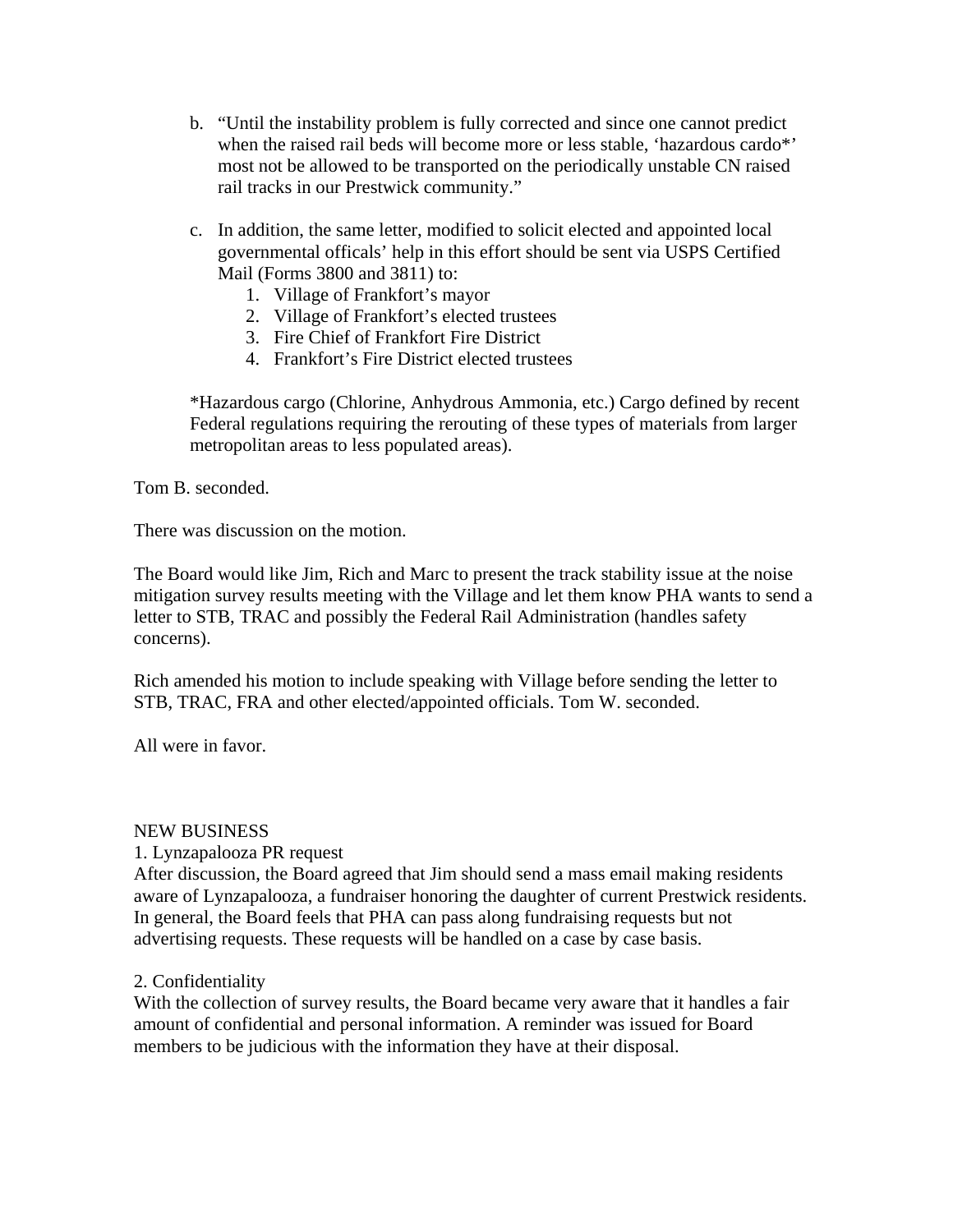b. "Until the instability problem is fully corrected and since one cannot predict when the raised rail beds will become more or less stable, 'hazardous cardo*' most not be allowed to be transported on the periodically unstable CN raised rail tracks in our Prestwick community."

c. In addition, the same letter, modified to solicit elected and appointed local governmental offficals' help in this effort should be sent via USPS Certified Mail (Forms 3800 and 3811) to:
   1. Village of Frankfort's mayor
   2. Village of Frankfort's elected trustees
   3. Fire Chief of Frankfort Fire District
   4. Frankfort's Fire District elected trustees

*Hazardous cargo (Chlorine, Anhydrous Ammonia, etc.) Cargo defined by recent Federal regulations requiring the rerouting of these types of materials from larger metropolitan areas to less populated areas).

Tom B. seconded.

There was discussion on the motion.

The Board would like Jim, Rich and Marc to present the track stability issue at the noise mitigation survey results meeting with the Village and let them know PHA wants to send a letter to STB, TRAC and possibly the Federal Rail Administration (handles safety concerns).

Rich amended his motion to include speaking with Village before sending the letter to STB, TRAC, FRA and other elected/appointed officials. Tom W. seconded.

All were in favor.

NEW BUSINESS

1. Lynzapalooza PR request

After discussion, the Board agreed that Jim should send a mass email making residents aware of Lynzapalooza, a fundraiser honoring the daughter of current Prestwick residents. In general, the Board feels that PHA can pass along fundraising requests but not advertising requests. These requests will be handled on a case by case basis.

2. Confidentiality

With the collection of survey results, the Board became very aware that it handles a fair amount of confidential and personal information. A reminder was issued for Board members to be judicious with the information they have at their disposal.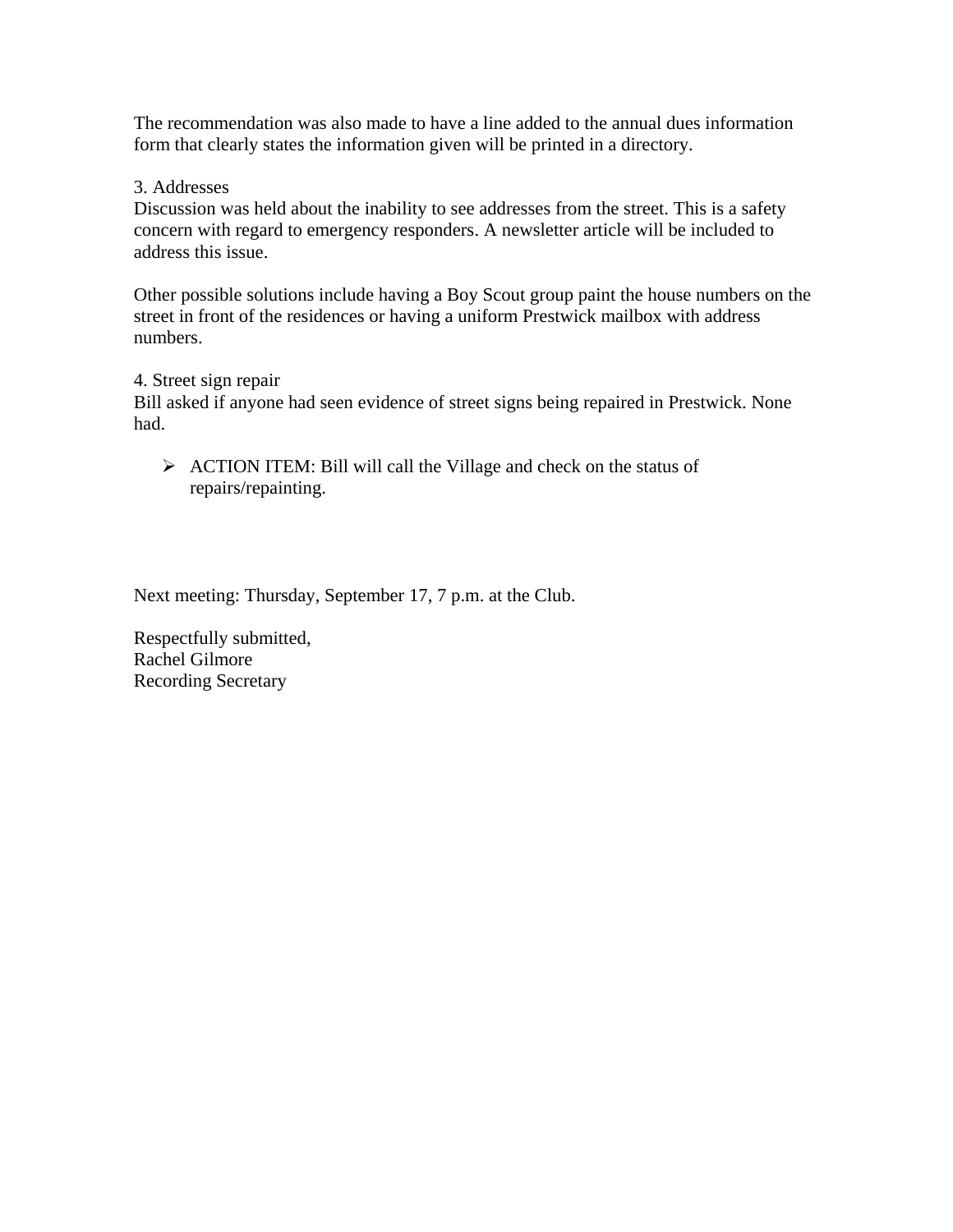The recommendation was also made to have a line added to the annual dues information form that clearly states the information given will be printed in a directory.

3. Addresses
Discussion was held about the inability to see addresses from the street. This is a safety concern with regard to emergency responders. A newsletter article will be included to address this issue.

Other possible solutions include having a Boy Scout group paint the house numbers on the street in front of the residences or having a uniform Prestwick mailbox with address numbers.

4. Street sign repair
Bill asked if anyone had seen evidence of street signs being repaired in Prestwick. None had.

- ACTION ITEM: Bill will call the Village and check on the status of repairs/repainting.

Next meeting: Thursday, September 17, 7 p.m. at the Club.

Respectfully submitted,
Rachel Gilmore
Recording Secretary